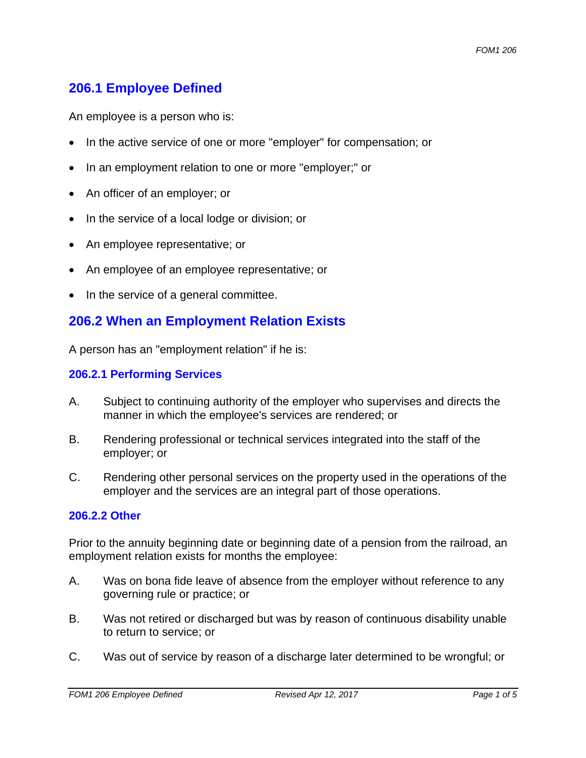## 206.1 Employee Defined

An employee is a person who is:

- In the active service of one or more "employer" for compensation; or
- In an employment relation to one or more "employer;" or
- An officer of an employer; or
- In the service of a local lodge or division; or
- An employee representative; or
- An employee of an employee representative; or
- In the service of a general committee.

## 206.2 When an Employment Relation Exists

A person has an "employment relation" if he is:

### 206.2.1 Performing Services

A. Subject to continuing authority of the employer who supervises and directs the manner in which the employee's services are rendered; or

B. Rendering professional or technical services integrated into the staff of the employer; or

C. Rendering other personal services on the property used in the operations of the employer and the services are an integral part of those operations.

### 206.2.2 Other

Prior to the annuity beginning date or beginning date of a pension from the railroad, an employment relation exists for months the employee:

A. Was on bona fide leave of absence from the employer without reference to any governing rule or practice; or

B. Was not retired or discharged but was by reason of continuous disability unable to return to service; or

C. Was out of service by reason of a discharge later determined to be wrongful; or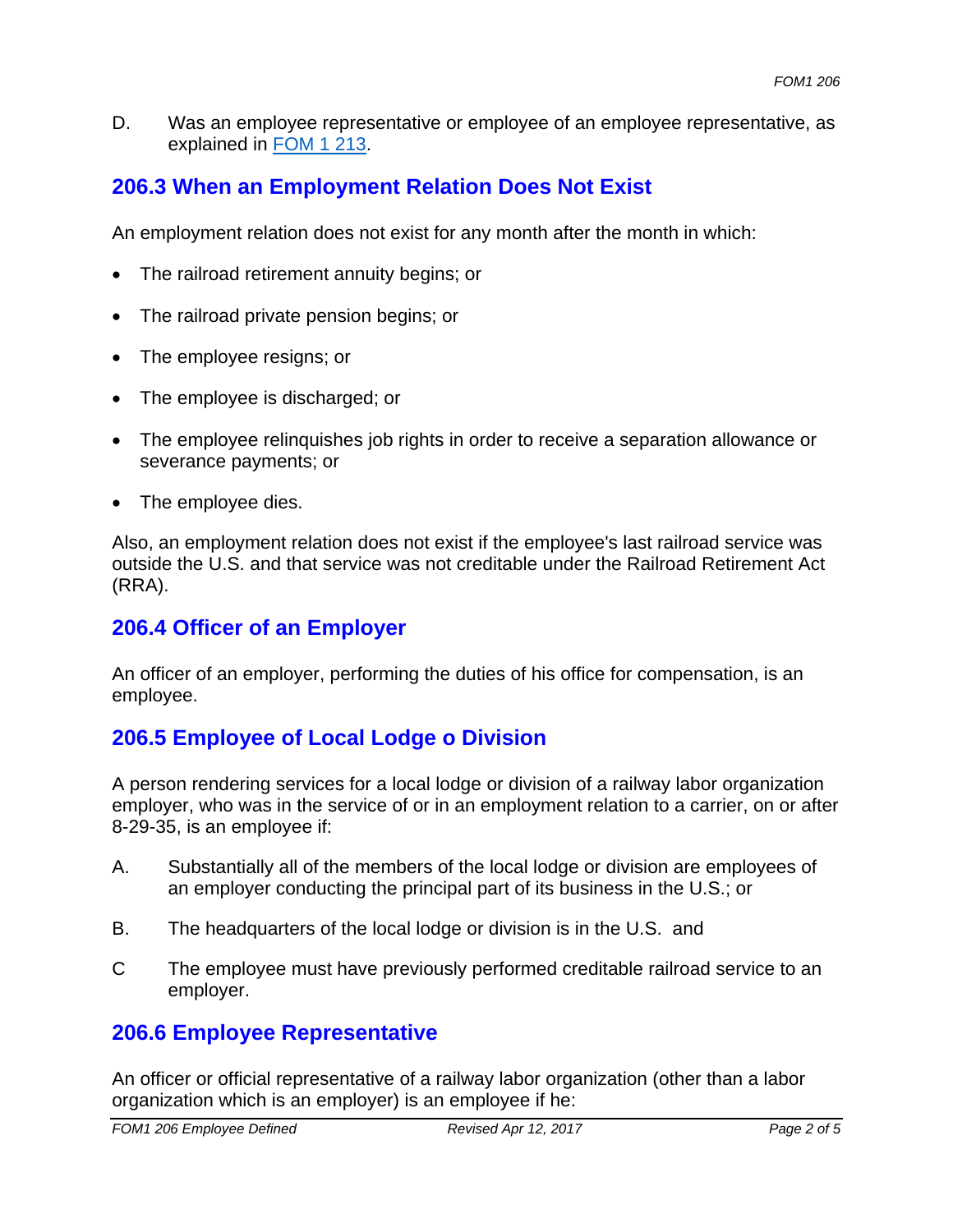D. Was an employee representative or employee of an employee representative, as explained in [FOM 1 213](FOM 1 213).

## 206.3 When an Employment Relation Does Not Exist

An employment relation does not exist for any month after the month in which:

- The railroad retirement annuity begins; or
- The railroad private pension begins; or
- The employee resigns; or
- The employee is discharged; or
- The employee relinquishes job rights in order to receive a separation allowance or severance payments; or
- The employee dies.

Also, an employment relation does not exist if the employee's last railroad service was outside the U.S. and that service was not creditable under the Railroad Retirement Act (RRA).

## 206.4 Officer of an Employer

An officer of an employer, performing the duties of his office for compensation, is an employee.

## 206.5 Employee of Local Lodge o Division

A person rendering services for a local lodge or division of a railway labor organization employer, who was in the service of or in an employment relation to a carrier, on or after 8-29-35, is an employee if:

A. Substantially all of the members of the local lodge or division are employees of an employer conducting the principal part of its business in the U.S.; or

B. The headquarters of the local lodge or division is in the U.S. and

C The employee must have previously performed creditable railroad service to an employer.

## 206.6 Employee Representative

An officer or official representative of a railway labor organization (other than a labor organization which is an employer) is an employee if he: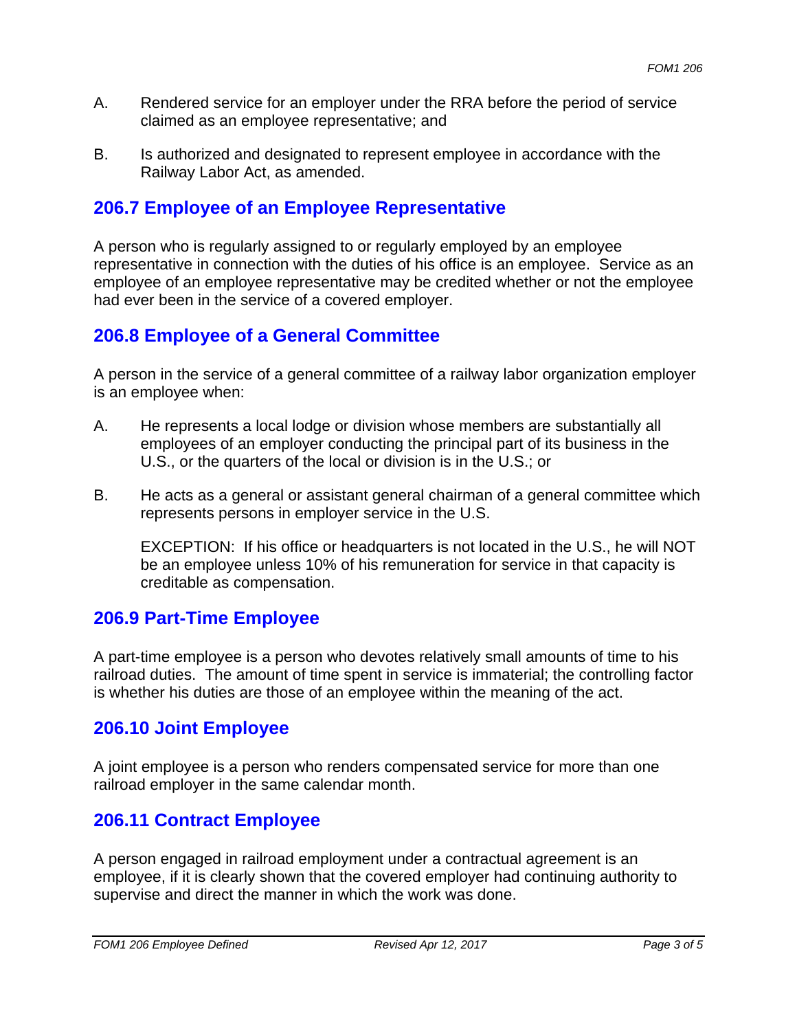A. Rendered service for an employer under the RRA before the period of service claimed as an employee representative; and

B. Is authorized and designated to represent employee in accordance with the Railway Labor Act, as amended.

## 206.7 Employee of an Employee Representative

A person who is regularly assigned to or regularly employed by an employee representative in connection with the duties of his office is an employee. Service as an employee of an employee representative may be credited whether or not the employee had ever been in the service of a covered employer.

## 206.8 Employee of a General Committee

A person in the service of a general committee of a railway labor organization employer is an employee when:

A. He represents a local lodge or division whose members are substantially all employees of an employer conducting the principal part of its business in the U.S., or the quarters of the local or division is in the U.S.; or

B. He acts as a general or assistant general chairman of a general committee which represents persons in employer service in the U.S.

   EXCEPTION: If his office or headquarters is not located in the U.S., he will NOT be an employee unless 10% of his remuneration for service in that capacity is creditable as compensation.

## 206.9 Part-Time Employee

A part-time employee is a person who devotes relatively small amounts of time to his railroad duties. The amount of time spent in service is immaterial; the controlling factor is whether his duties are those of an employee within the meaning of the act.

## 206.10 Joint Employee

A joint employee is a person who renders compensated service for more than one railroad employer in the same calendar month.

## 206.11 Contract Employee

A person engaged in railroad employment under a contractual agreement is an employee, if it is clearly shown that the covered employer had continuing authority to supervise and direct the manner in which the work was done.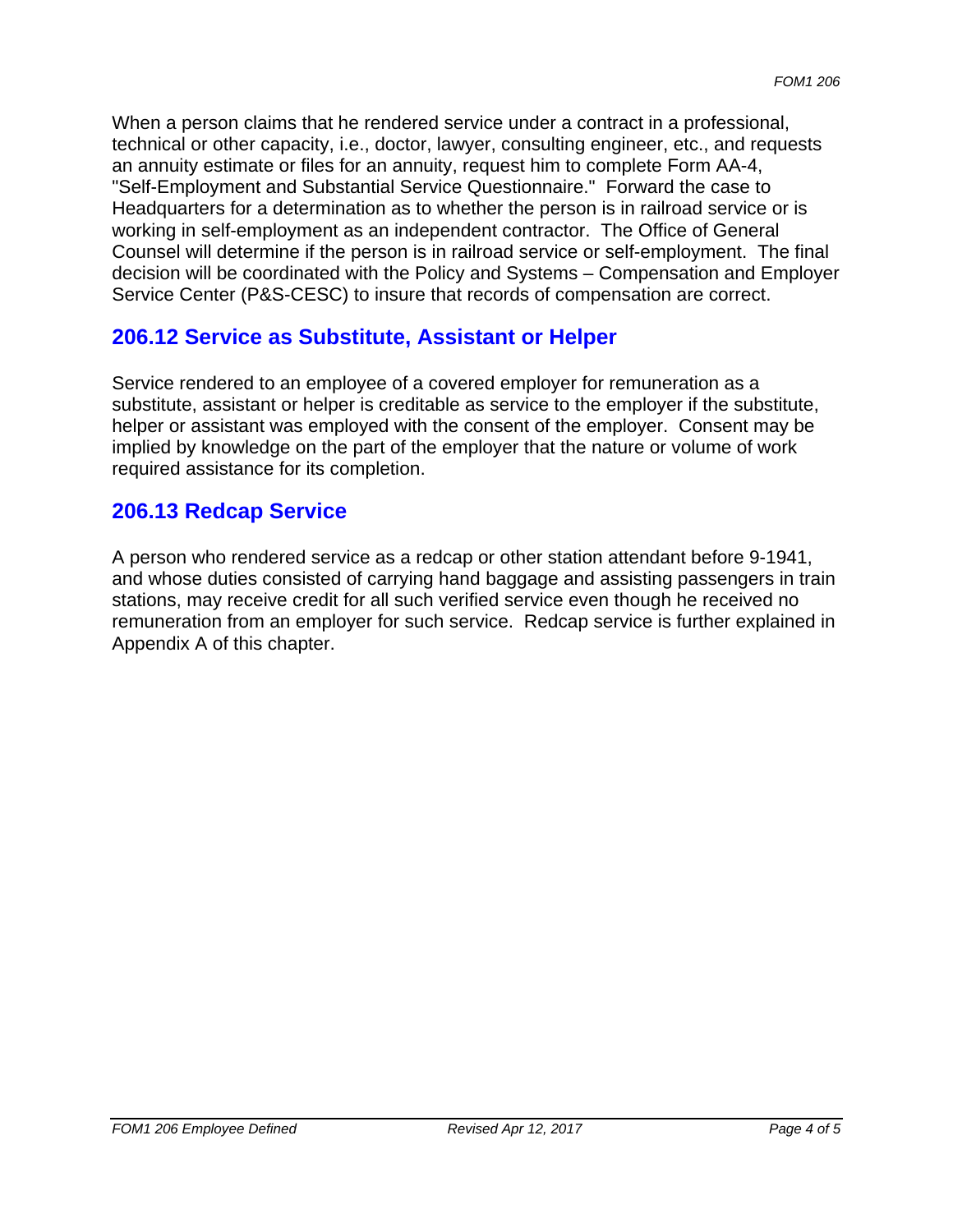When a person claims that he rendered service under a contract in a professional, technical or other capacity, i.e., doctor, lawyer, consulting engineer, etc., and requests an annuity estimate or files for an annuity, request him to complete Form AA-4, "Self-Employment and Substantial Service Questionnaire." Forward the case to Headquarters for a determination as to whether the person is in railroad service or is working in self-employment as an independent contractor. The Office of General Counsel will determine if the person is in railroad service or self-employment. The final decision will be coordinated with the Policy and Systems – Compensation and Employer Service Center (P&S-CESC) to insure that records of compensation are correct.

## 206.12 Service as Substitute, Assistant or Helper

Service rendered to an employee of a covered employer for remuneration as a substitute, assistant or helper is creditable as service to the employer if the substitute, helper or assistant was employed with the consent of the employer. Consent may be implied by knowledge on the part of the employer that the nature or volume of work required assistance for its completion.

## 206.13 Redcap Service

A person who rendered service as a redcap or other station attendant before 9-1941, and whose duties consisted of carrying hand baggage and assisting passengers in train stations, may receive credit for all such verified service even though he received no remuneration from an employer for such service. Redcap service is further explained in Appendix A of this chapter.